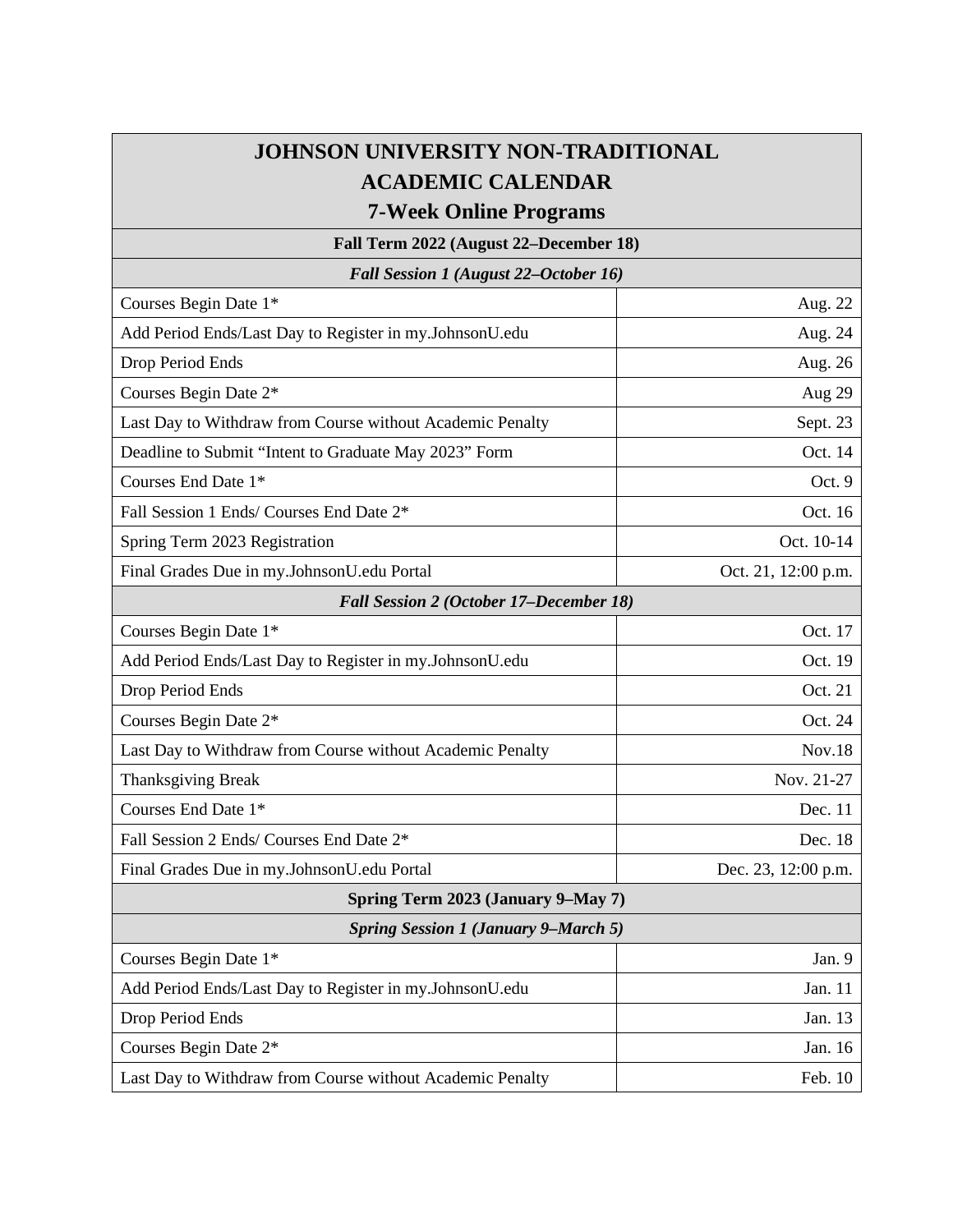| JOHNSON UNIVERSITY NON-TRADITIONAL ACADEMIC CALENDAR 7-Week Online Programs | |
|---|---|
| **Fall Term 2022 (August 22–December 18)** | |
| ***Fall Session 1 (August 22–October 16)*** | |
| Courses Begin Date 1* | Aug. 22 |
| Add Period Ends/Last Day to Register in my.JohnsonU.edu | Aug. 24 |
| Drop Period Ends | Aug. 26 |
| Courses Begin Date 2* | Aug 29 |
| Last Day to Withdraw from Course without Academic Penalty | Sept. 23 |
| Deadline to Submit "Intent to Graduate May 2023" Form | Oct. 14 |
| Courses End Date 1* | Oct. 9 |
| Fall Session 1 Ends/ Courses End Date 2* | Oct. 16 |
| Spring Term 2023 Registration | Oct. 10-14 |
| Final Grades Due in my.JohnsonU.edu Portal | Oct. 21, 12:00 p.m. |
| ***Fall Session 2 (October 17–December 18)*** | |
| Courses Begin Date 1* | Oct. 17 |
| Add Period Ends/Last Day to Register in my.JohnsonU.edu | Oct. 19 |
| Drop Period Ends | Oct. 21 |
| Courses Begin Date 2* | Oct. 24 |
| Last Day to Withdraw from Course without Academic Penalty | Nov.18 |
| Thanksgiving Break | Nov. 21-27 |
| Courses End Date 1* | Dec. 11 |
| Fall Session 2 Ends/ Courses End Date 2* | Dec. 18 |
| Final Grades Due in my.JohnsonU.edu Portal | Dec. 23, 12:00 p.m. |
| **Spring Term 2023 (January 9–May 7)** | |
| ***Spring Session 1 (January 9–March 5)*** | |
| Courses Begin Date 1* | Jan. 9 |
| Add Period Ends/Last Day to Register in my.JohnsonU.edu | Jan. 11 |
| Drop Period Ends | Jan. 13 |
| Courses Begin Date 2* | Jan. 16 |
| Last Day to Withdraw from Course without Academic Penalty | Feb. 10 |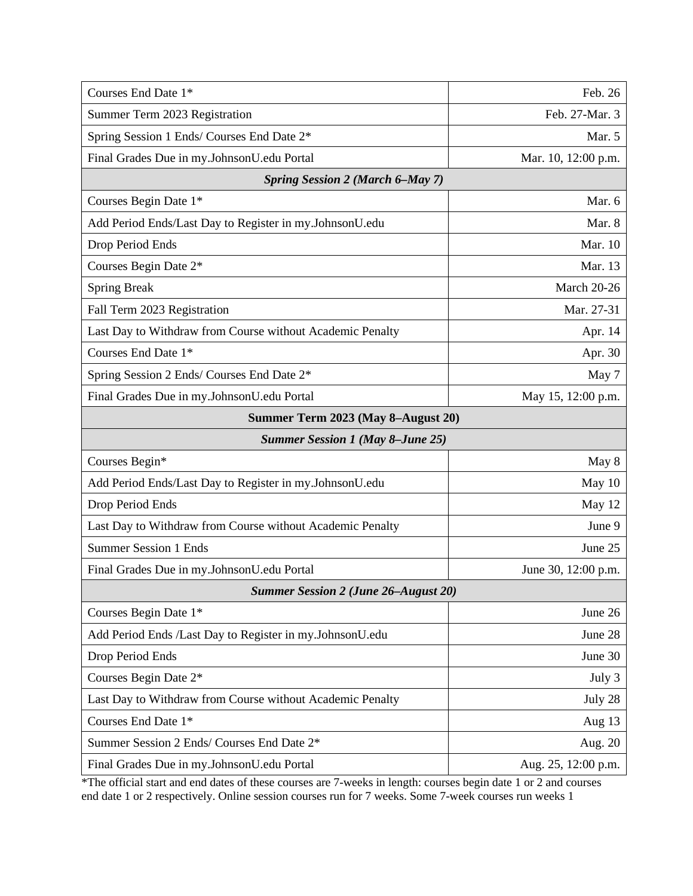| Courses End Date 1* | Feb. 26 |
|---|---|
| Summer Term 2023 Registration | Feb. 27-Mar. 3 |
| Spring Session 1 Ends/ Courses End Date 2* | Mar. 5 |
| Final Grades Due in my.JohnsonU.edu Portal | Mar. 10, 12:00 p.m. |
| ***Spring Session 2 (March 6–May 7)*** | |
| Courses Begin Date 1* | Mar. 6 |
| Add Period Ends/Last Day to Register in my.JohnsonU.edu | Mar. 8 |
| Drop Period Ends | Mar. 10 |
| Courses Begin Date 2* | Mar. 13 |
| Spring Break | March 20-26 |
| Fall Term 2023 Registration | Mar. 27-31 |
| Last Day to Withdraw from Course without Academic Penalty | Apr. 14 |
| Courses End Date 1* | Apr. 30 |
| Spring Session 2 Ends/ Courses End Date 2* | May 7 |
| Final Grades Due in my.JohnsonU.edu Portal | May 15, 12:00 p.m. |
| **Summer Term 2023 (May 8–August 20)** | |
| ***Summer Session 1 (May 8–June 25)*** | |
| Courses Begin* | May 8 |
| Add Period Ends/Last Day to Register in my.JohnsonU.edu | May 10 |
| Drop Period Ends | May 12 |
| Last Day to Withdraw from Course without Academic Penalty | June 9 |
| Summer Session 1 Ends | June 25 |
| Final Grades Due in my.JohnsonU.edu Portal | June 30, 12:00 p.m. |
| ***Summer Session 2 (June 26–August 20)*** | |
| Courses Begin Date 1* | June 26 |
| Add Period Ends /Last Day to Register in my.JohnsonU.edu | June 28 |
| Drop Period Ends | June 30 |
| Courses Begin Date 2* | July 3 |
| Last Day to Withdraw from Course without Academic Penalty | July 28 |
| Courses End Date 1* | Aug 13 |
| Summer Session 2 Ends/ Courses End Date 2* | Aug. 20 |
| Final Grades Due in my.JohnsonU.edu Portal | Aug. 25, 12:00 p.m. |

*The official start and end dates of these courses are 7-weeks in length: courses begin date 1 or 2 and courses end date 1 or 2 respectively. Online session courses run for 7 weeks. Some 7-week courses run weeks 1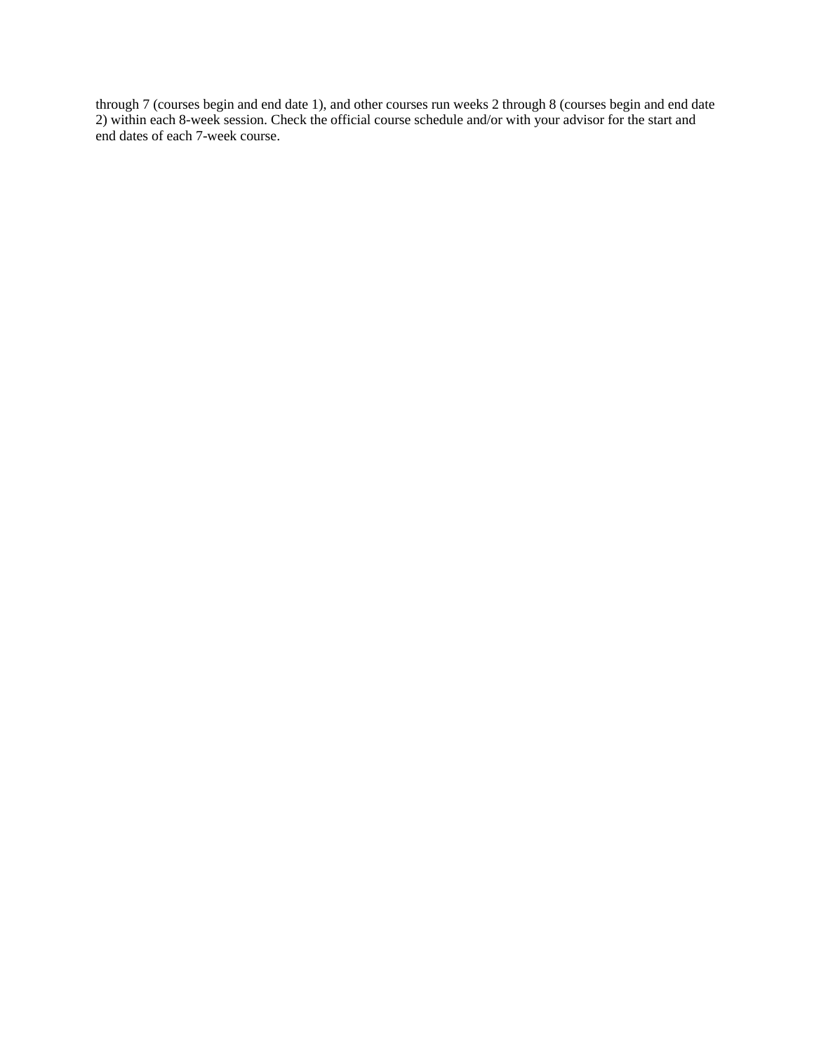through 7 (courses begin and end date 1), and other courses run weeks 2 through 8 (courses begin and end date 2) within each 8-week session. Check the official course schedule and/or with your advisor for the start and end dates of each 7-week course.